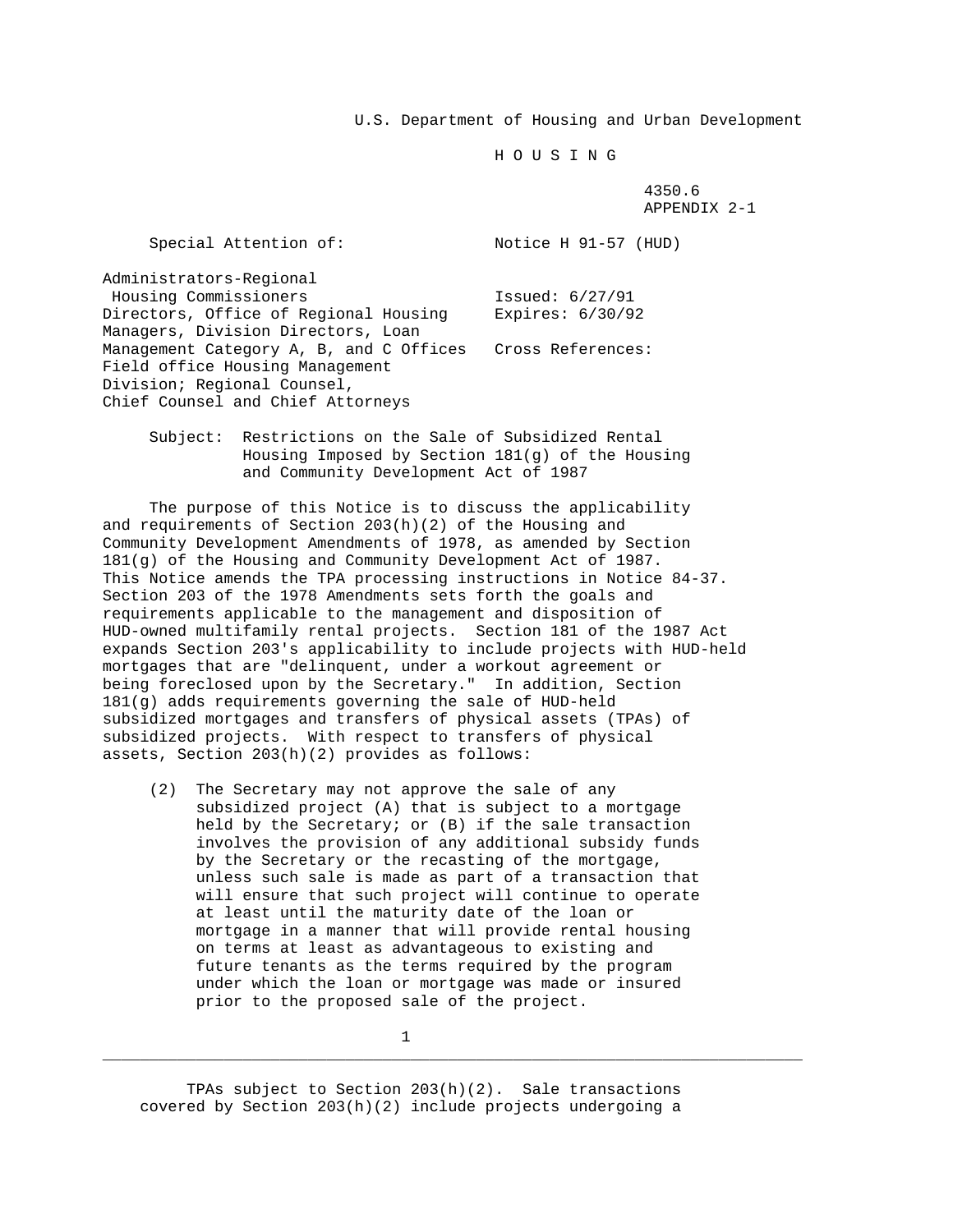U.S. Department of Housing and Urban Development

H O U S I N G

4350.6
APPENDIX 2-1

Special Attention of: Notice H 91-57 (HUD)

Administrators-Regional Housing Commissioners
Directors, Office of Regional Housing Managers, Division Directors, Loan Management Category A, B, and C Offices
Field office Housing Management Division; Regional Counsel,
Chief Counsel and Chief Attorneys

Issued: 6/27/91
Expires: 6/30/92

Cross References:

Subject: Restrictions on the Sale of Subsidized Rental Housing Imposed by Section 181(g) of the Housing and Community Development Act of 1987

The purpose of this Notice is to discuss the applicability and requirements of Section 203(h)(2) of the Housing and Community Development Amendments of 1978, as amended by Section 181(g) of the Housing and Community Development Act of 1987. This Notice amends the TPA processing instructions in Notice 84-37. Section 203 of the 1978 Amendments sets forth the goals and requirements applicable to the management and disposition of HUD-owned multifamily rental projects. Section 181 of the 1987 Act expands Section 203's applicability to include projects with HUD-held mortgages that are "delinquent, under a workout agreement or being foreclosed upon by the Secretary." In addition, Section 181(g) adds requirements governing the sale of HUD-held subsidized mortgages and transfers of physical assets (TPAs) of subsidized projects. With respect to transfers of physical assets, Section 203(h)(2) provides as follows:

> (2) The Secretary may not approve the sale of any subsidized project (A) that is subject to a mortgage held by the Secretary; or (B) if the sale transaction involves the provision of any additional subsidy funds by the Secretary or the recasting of the mortgage, unless such sale is made as part of a transaction that will ensure that such project will continue to operate at least until the maturity date of the loan or mortgage in a manner that will provide rental housing on terms at least as advantageous to existing and future tenants as the terms required by the program under which the loan or mortgage was made or insured prior to the proposed sale of the project.

TPAs subject to Section 203(h)(2). Sale transactions covered by Section 203(h)(2) include projects undergoing a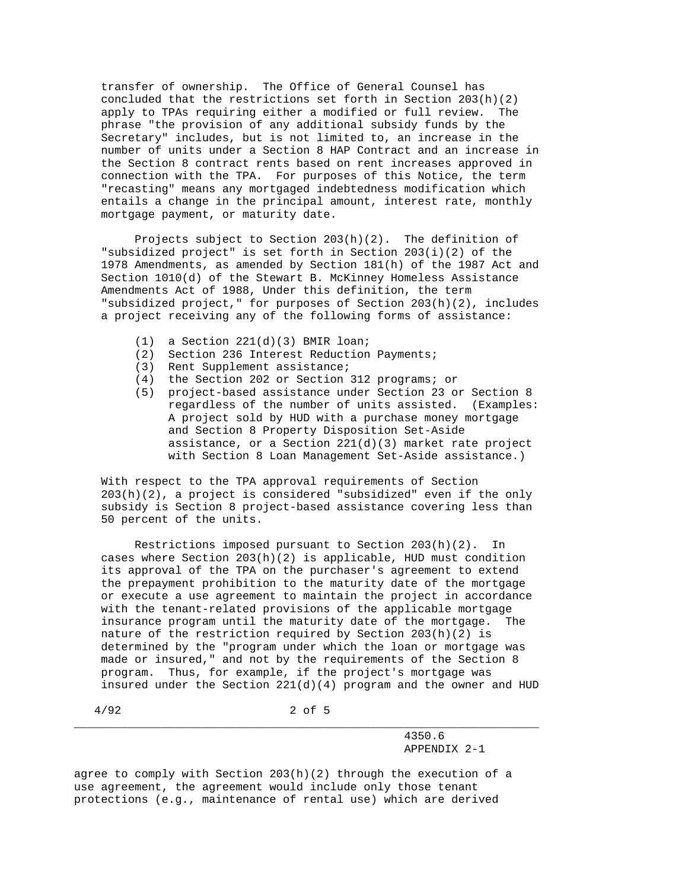transfer of ownership. The Office of General Counsel has concluded that the restrictions set forth in Section 203(h)(2) apply to TPAs requiring either a modified or full review. The phrase "the provision of any additional subsidy funds by the Secretary" includes, but is not limited to, an increase in the number of units under a Section 8 HAP Contract and an increase in the Section 8 contract rents based on rent increases approved in connection with the TPA. For purposes of this Notice, the term "recasting" means any mortgaged indebtedness modification which entails a change in the principal amount, interest rate, monthly mortgage payment, or maturity date.

Projects subject to Section 203(h)(2). The definition of "subsidized project" is set forth in Section 203(i)(2) of the 1978 Amendments, as amended by Section 181(h) of the 1987 Act and Section 1010(d) of the Stewart B. McKinney Homeless Assistance Amendments Act of 1988, Under this definition, the term "subsidized project," for purposes of Section 203(h)(2), includes a project receiving any of the following forms of assistance:

(1) a Section 221(d)(3) BMIR loan;
(2) Section 236 Interest Reduction Payments;
(3) Rent Supplement assistance;
(4) the Section 202 or Section 312 programs; or
(5) project-based assistance under Section 23 or Section 8 regardless of the number of units assisted. (Examples: A project sold by HUD with a purchase money mortgage and Section 8 Property Disposition Set-Aside assistance, or a Section 221(d)(3) market rate project with Section 8 Loan Management Set-Aside assistance.)

With respect to the TPA approval requirements of Section 203(h)(2), a project is considered "subsidized" even if the only subsidy is Section 8 project-based assistance covering less than 50 percent of the units.

Restrictions imposed pursuant to Section 203(h)(2). In cases where Section 203(h)(2) is applicable, HUD must condition its approval of the TPA on the purchaser's agreement to extend the prepayment prohibition to the maturity date of the mortgage or execute a use agreement to maintain the project in accordance with the tenant-related provisions of the applicable mortgage insurance program until the maturity date of the mortgage. The nature of the restriction required by Section 203(h)(2) is determined by the "program under which the loan or mortgage was made or insured," and not by the requirements of the Section 8 program. Thus, for example, if the project's mortgage was insured under the Section 221(d)(4) program and the owner and HUD agree to comply with Section 203(h)(2) through the execution of a use agreement, the agreement would include only those tenant protections (e.g., maintenance of rental use) which are derived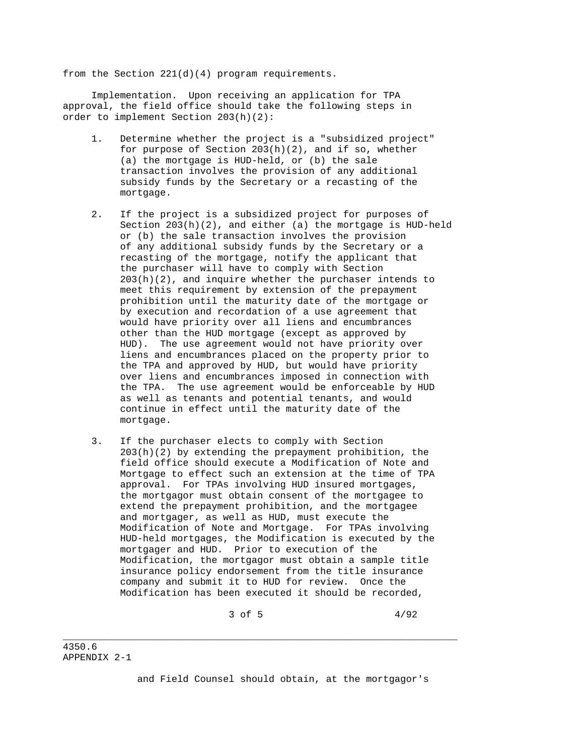from the Section 221(d)(4) program requirements.

Implementation. Upon receiving an application for TPA approval, the field office should take the following steps in order to implement Section 203(h)(2):

1. Determine whether the project is a "subsidized project" for purpose of Section 203(h)(2), and if so, whether (a) the mortgage is HUD-held, or (b) the sale transaction involves the provision of any additional subsidy funds by the Secretary or a recasting of the mortgage.

2. If the project is a subsidized project for purposes of Section 203(h)(2), and either (a) the mortgage is HUD-held or (b) the sale transaction involves the provision of any additional subsidy funds by the Secretary or a recasting of the mortgage, notify the applicant that the purchaser will have to comply with Section 203(h)(2), and inquire whether the purchaser intends to meet this requirement by extension of the prepayment prohibition until the maturity date of the mortgage or by execution and recordation of a use agreement that would have priority over all liens and encumbrances other than the HUD mortgage (except as approved by HUD). The use agreement would not have priority over liens and encumbrances placed on the property prior to the TPA and approved by HUD, but would have priority over liens and encumbrances imposed in connection with the TPA. The use agreement would be enforceable by HUD as well as tenants and potential tenants, and would continue in effect until the maturity date of the mortgage.

3. If the purchaser elects to comply with Section 203(h)(2) by extending the prepayment prohibition, the field office should execute a Modification of Note and Mortgage to effect such an extension at the time of TPA approval. For TPAs involving HUD insured mortgages, the mortgagor must obtain consent of the mortgagee to extend the prepayment prohibition, and the mortgagee and mortgager, as well as HUD, must execute the Modification of Note and Mortgage. For TPAs involving HUD-held mortgages, the Modification is executed by the mortgager and HUD. Prior to execution of the Modification, the mortgagor must obtain a sample title insurance policy endorsement from the title insurance company and submit it to HUD for review. Once the Modification has been executed it should be recorded, and Field Counsel should obtain, at the mortgagor's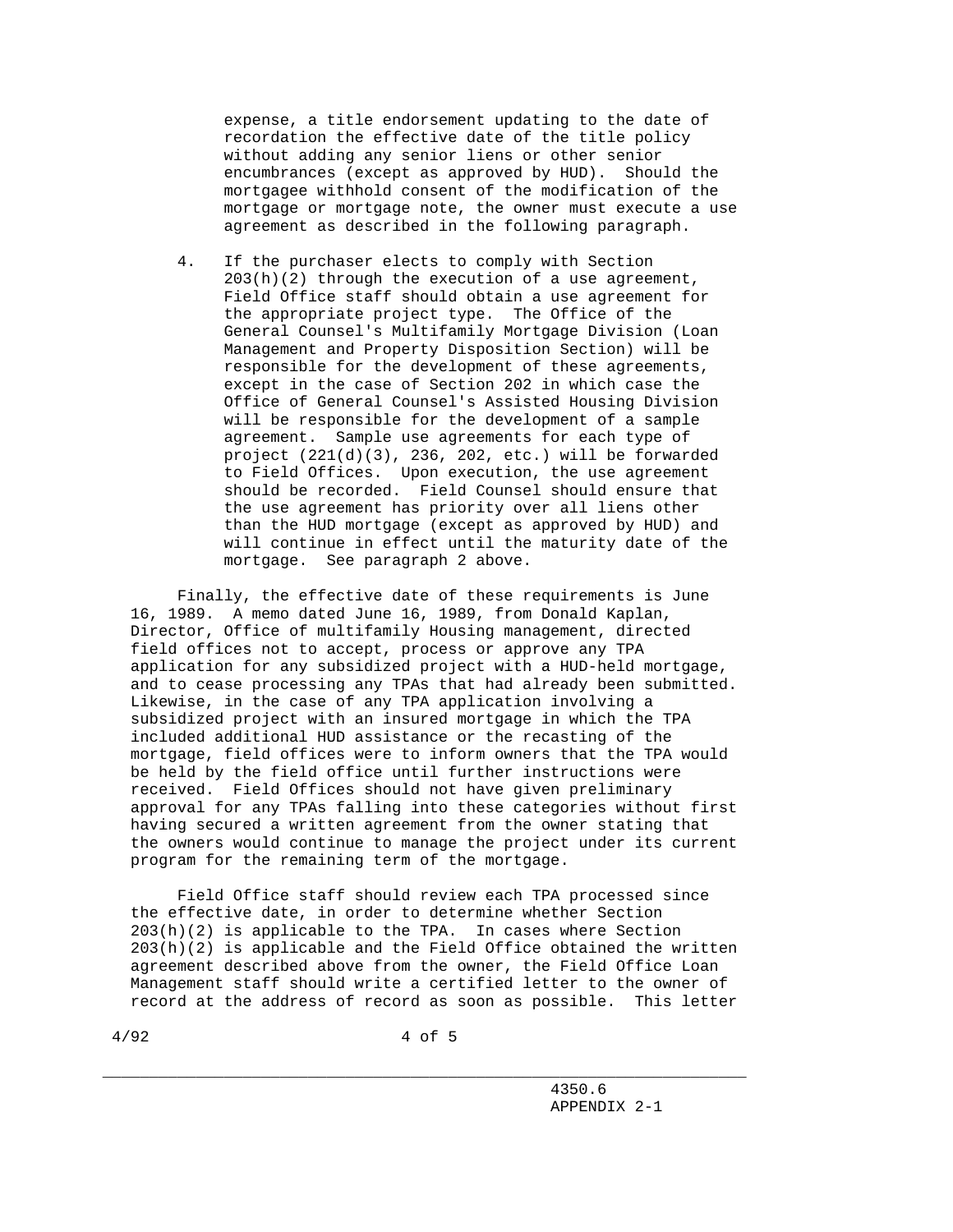expense, a title endorsement updating to the date of recordation the effective date of the title policy without adding any senior liens or other senior encumbrances (except as approved by HUD). Should the mortgagee withhold consent of the modification of the mortgage or mortgage note, the owner must execute a use agreement as described in the following paragraph.

4. If the purchaser elects to comply with Section 203(h)(2) through the execution of a use agreement, Field Office staff should obtain a use agreement for the appropriate project type. The Office of the General Counsel's Multifamily Mortgage Division (Loan Management and Property Disposition Section) will be responsible for the development of these agreements, except in the case of Section 202 in which case the Office of General Counsel's Assisted Housing Division will be responsible for the development of a sample agreement. Sample use agreements for each type of project (221(d)(3), 236, 202, etc.) will be forwarded to Field Offices. Upon execution, the use agreement should be recorded. Field Counsel should ensure that the use agreement has priority over all liens other than the HUD mortgage (except as approved by HUD) and will continue in effect until the maturity date of the mortgage. See paragraph 2 above.

Finally, the effective date of these requirements is June 16, 1989. A memo dated June 16, 1989, from Donald Kaplan, Director, Office of multifamily Housing management, directed field offices not to accept, process or approve any TPA application for any subsidized project with a HUD-held mortgage, and to cease processing any TPAs that had already been submitted. Likewise, in the case of any TPA application involving a subsidized project with an insured mortgage in which the TPA included additional HUD assistance or the recasting of the mortgage, field offices were to inform owners that the TPA would be held by the field office until further instructions were received. Field Offices should not have given preliminary approval for any TPAs falling into these categories without first having secured a written agreement from the owner stating that the owners would continue to manage the project under its current program for the remaining term of the mortgage.

Field Office staff should review each TPA processed since the effective date, in order to determine whether Section 203(h)(2) is applicable to the TPA. In cases where Section 203(h)(2) is applicable and the Field Office obtained the written agreement described above from the owner, the Field Office Loan Management staff should write a certified letter to the owner of record at the address of record as soon as possible. This letter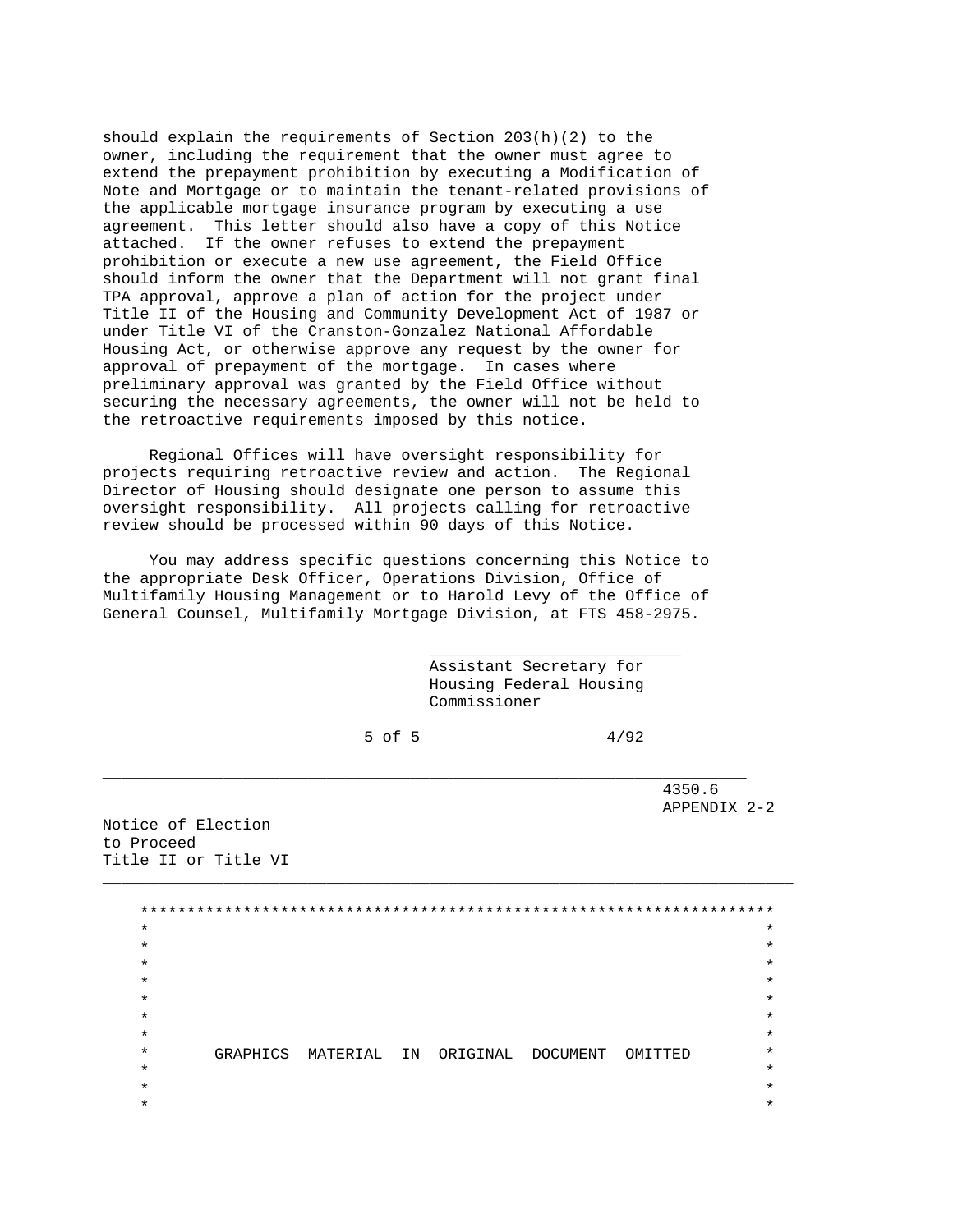should explain the requirements of Section 203(h)(2) to the owner, including the requirement that the owner must agree to extend the prepayment prohibition by executing a Modification of Note and Mortgage or to maintain the tenant-related provisions of the applicable mortgage insurance program by executing a use agreement. This letter should also have a copy of this Notice attached. If the owner refuses to extend the prepayment prohibition or execute a new use agreement, the Field Office should inform the owner that the Department will not grant final TPA approval, approve a plan of action for the project under Title II of the Housing and Community Development Act of 1987 or under Title VI of the Cranston-Gonzalez National Affordable Housing Act, or otherwise approve any request by the owner for approval of prepayment of the mortgage. In cases where preliminary approval was granted by the Field Office without securing the necessary agreements, the owner will not be held to the retroactive requirements imposed by this notice.

Regional Offices will have oversight responsibility for projects requiring retroactive review and action. The Regional Director of Housing should designate one person to assume this oversight responsibility. All projects calling for retroactive review should be processed within 90 days of this Notice.

You may address specific questions concerning this Notice to the appropriate Desk Officer, Operations Division, Office of Multifamily Housing Management or to Harold Levy of the Office of General Counsel, Multifamily Mortgage Division, at FTS 458-2975.

\_\_\_\_\_\_\_\_\_\_\_\_\_\_\_\_\_\_\_\_\_\_\_\_\_\_\_
Assistant Secretary for
Housing Federal Housing
Commissioner

---

4350.6
APPENDIX 2-2

Notice of Election
to Proceed
Title II or Title VI

GRAPHICS MATERIAL IN ORIGINAL DOCUMENT OMITTED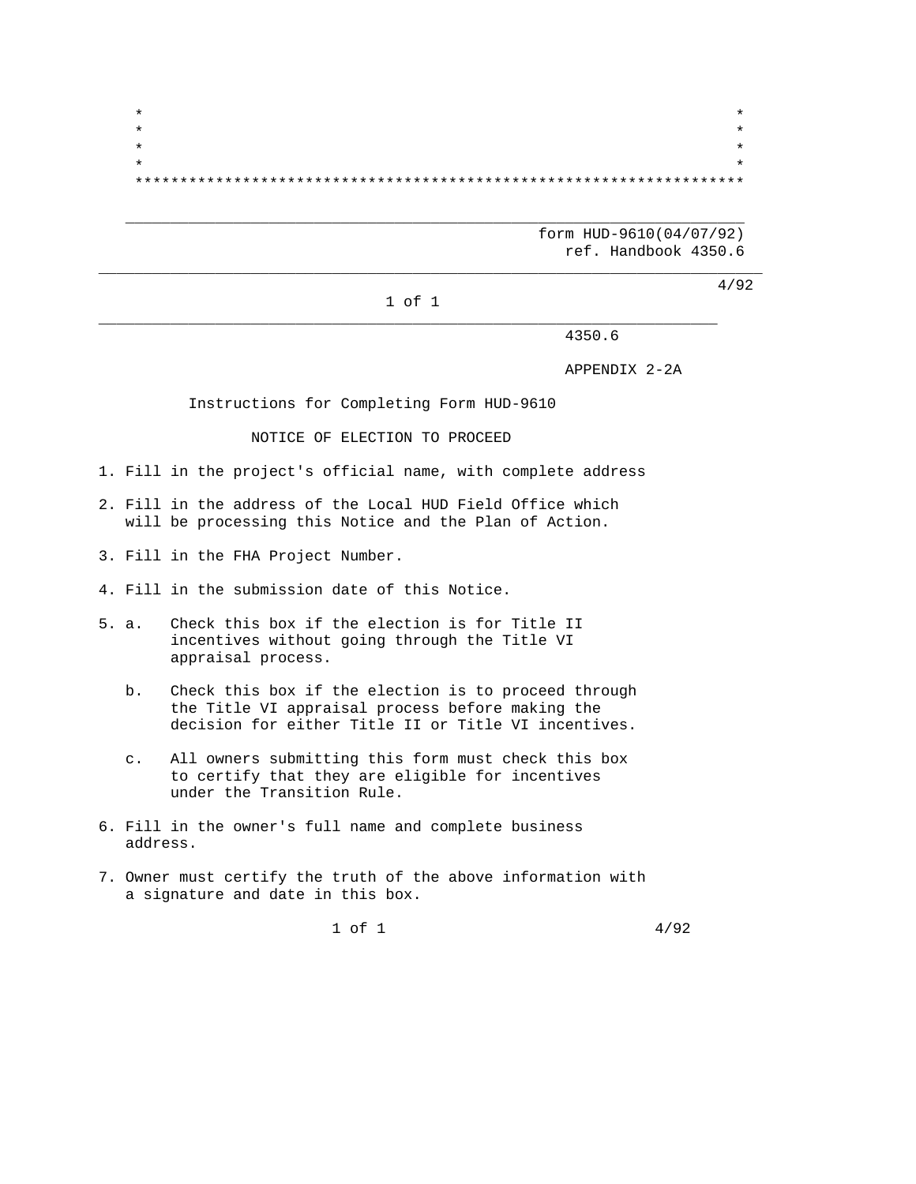form HUD-9610(04/07/92)
ref. Handbook 4350.6

4350.6

APPENDIX 2-2A

## Instructions for Completing Form HUD-9610

### NOTICE OF ELECTION TO PROCEED

1. Fill in the project's official name, with complete address

2. Fill in the address of the Local HUD Field Office which will be processing this Notice and the Plan of Action.

3. Fill in the FHA Project Number.

4. Fill in the submission date of this Notice.

5. a. Check this box if the election is for Title II incentives without going through the Title VI appraisal process.

   b. Check this box if the election is to proceed through the Title VI appraisal process before making the decision for either Title II or Title VI incentives.

   c. All owners submitting this form must check this box to certify that they are eligible for incentives under the Transition Rule.

6. Fill in the owner's full name and complete business address.

7. Owner must certify the truth of the above information with a signature and date in this box.